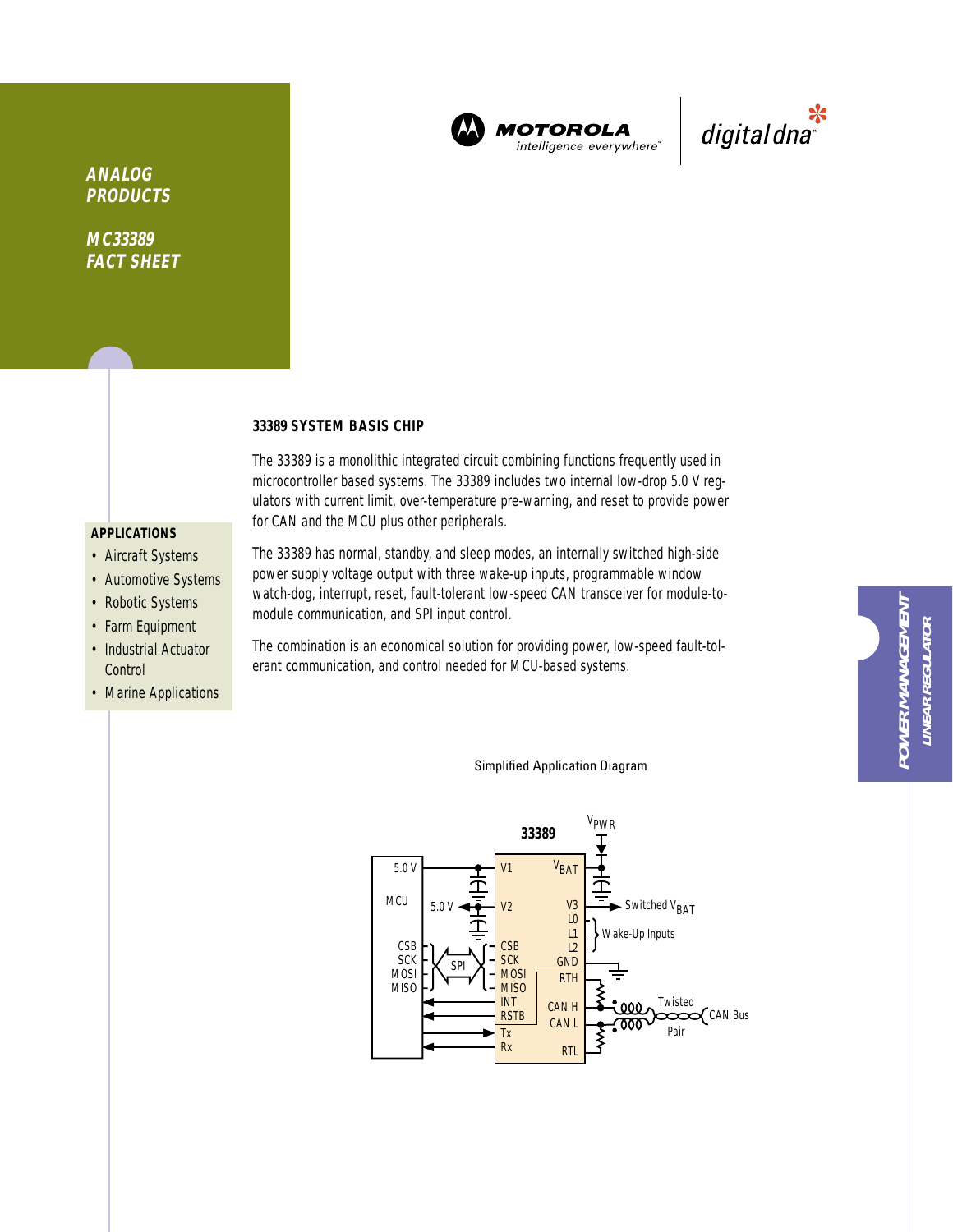**ANALOG PRODUCTS**

**MC33389 FACT SHEET**

MOTOROLA intelligence everywhere™ | digital dna™

## 33389 SYSTEM BASIS CHIP

The 33389 is a monolithic integrated circuit combining functions frequently used in microcontroller based systems. The 33389 includes two internal low-drop 5.0 V regulators with current limit, over-temperature pre-warning, and reset to provide power for CAN and the MCU plus other peripherals.

The 33389 has normal, standby, and sleep modes, an internally switched high-side power supply voltage output with three wake-up inputs, programmable window watch-dog, interrupt, reset, fault-tolerant low-speed CAN transceiver for module-to-module communication, and SPI input control.

The combination is an economical solution for providing power, low-speed fault-tolerant communication, and control needed for MCU-based systems.

### APPLICATIONS

- Aircraft Systems
- Automotive Systems
- Robotic Systems
- Farm Equipment
- Industrial Actuator Control
- Marine Applications

POWER MANAGEMENT
LINEAR REGULATOR

Simplified Application Diagram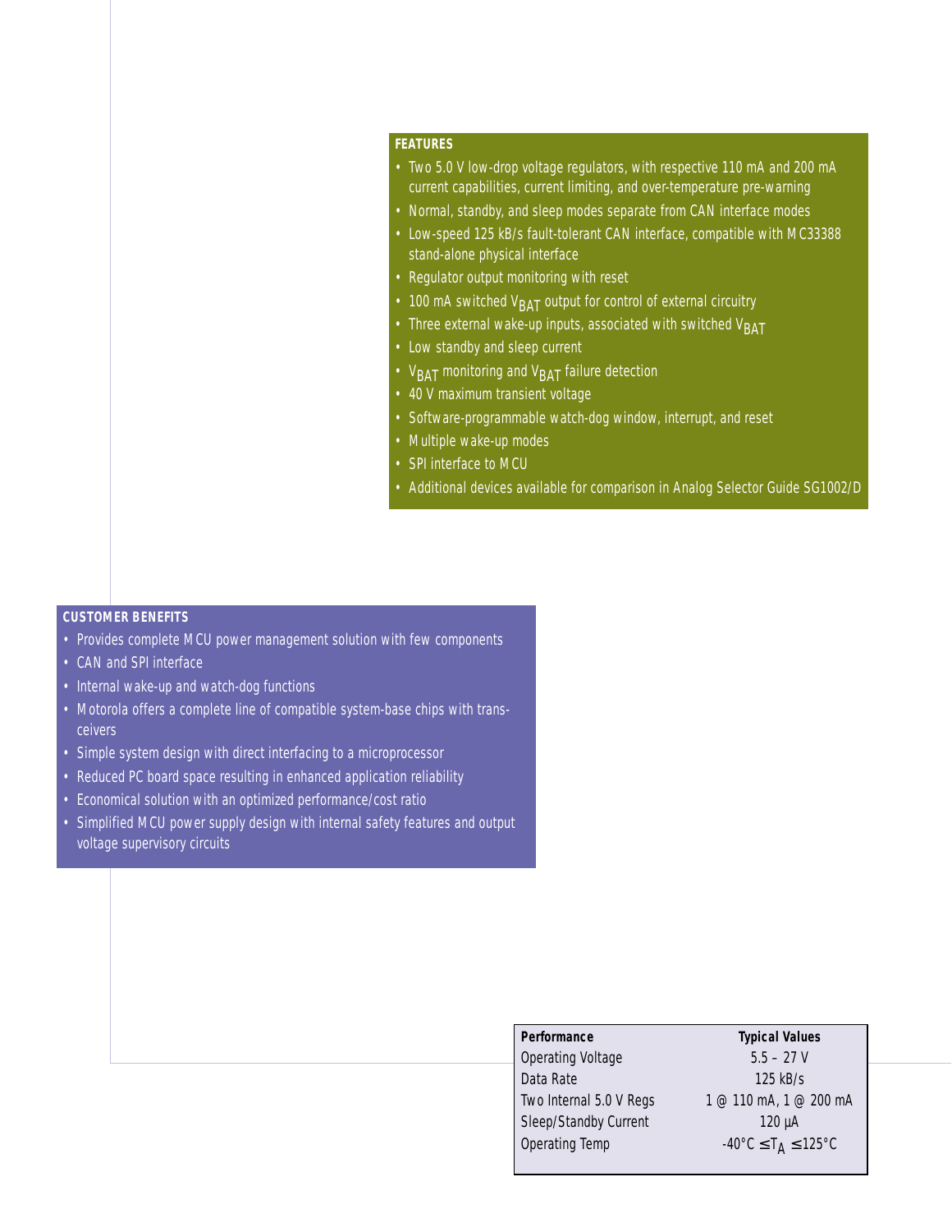## FEATURES

- Two 5.0 V low-drop voltage regulators, with respective 110 mA and 200 mA current capabilities, current limiting, and over-temperature pre-warning
- Normal, standby, and sleep modes separate from CAN interface modes
- Low-speed 125 kB/s fault-tolerant CAN interface, compatible with MC33388 stand-alone physical interface
- Regulator output monitoring with reset
- 100 mA switched $V_{BAT}$ output for control of external circuitry
- Three external wake-up inputs, associated with switched $V_{BAT}$
- Low standby and sleep current
- $V_{BAT}$ monitoring and $V_{BAT}$ failure detection
- 40 V maximum transient voltage
- Software-programmable watch-dog window, interrupt, and reset
- Multiple wake-up modes
- SPI interface to MCU
- Additional devices available for comparison in Analog Selector Guide SG1002/D

## CUSTOMER BENEFITS

- Provides complete MCU power management solution with few components
- CAN and SPI interface
- Internal wake-up and watch-dog functions
- Motorola offers a complete line of compatible system-base chips with transceivers
- Simple system design with direct interfacing to a microprocessor
- Reduced PC board space resulting in enhanced application reliability
- Economical solution with an optimized performance/cost ratio
- Simplified MCU power supply design with internal safety features and output voltage supervisory circuits

| Performance | Typical Values |
|---|---|
| Operating Voltage | 5.5 – 27 V |
| Data Rate | 125 kB/s |
| Two Internal 5.0 V Regs | 1 @ 110 mA, 1 @ 200 mA |
| Sleep/Standby Current | 120 µA |
| Operating Temp | -40°C $\le T_A \le$ 125°C |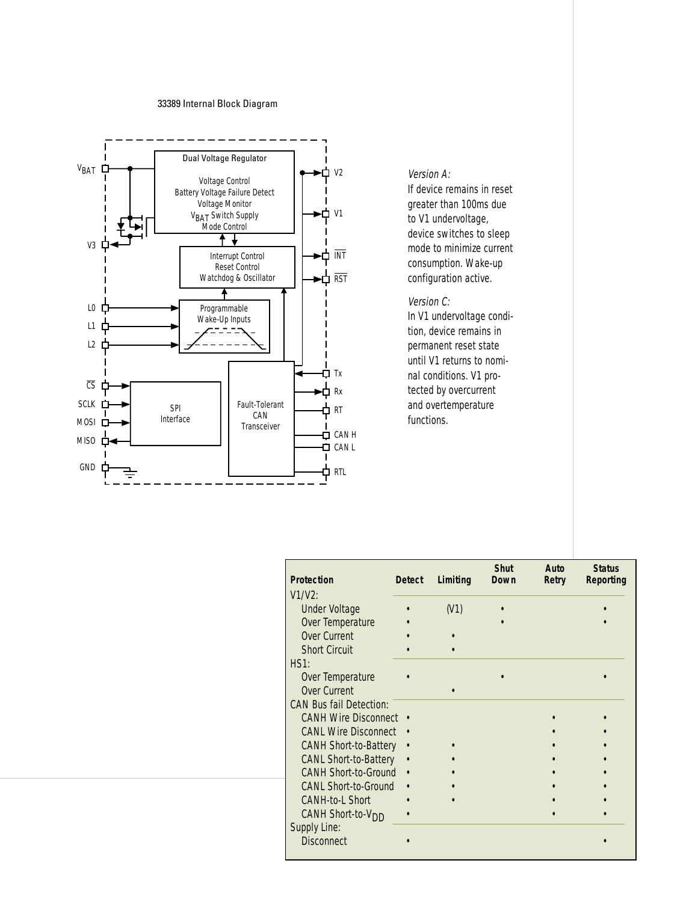33389 Internal Block Diagram

*Version A:*
If device remains in reset greater than 100ms due to V1 undervoltage, device switches to sleep mode to minimize current consumption. Wake-up configuration active.

*Version C:*
In V1 undervoltage condition, device remains in permanent reset state until V1 returns to nominal conditions. V1 protected by overcurrent and overtemperature functions.

| Protection | Detect | Limiting | Shut Down | Auto Retry | Status Reporting |
|---|---|---|---|---|---|
| V1/V2: | | | | | |
| Under Voltage | • | (V1) | • | | • |
| Over Temperature | • | | • | | • |
| Over Current | • | • | | | |
| Short Circuit | • | • | | | |
| HS1: | | | | | |
| Over Temperature | • | | • | | • |
| Over Current | | • | | | |
| CAN Bus fail Detection: | | | | | |
| CANH Wire Disconnect | • | | | • | • |
| CANL Wire Disconnect | • | | | • | • |
| CANH Short-to-Battery | • | • | | • | • |
| CANL Short-to-Battery | • | • | | • | • |
| CANH Short-to-Ground | • | • | | • | • |
| CANL Short-to-Ground | • | • | | • | • |
| CANH-to-L Short | • | • | | • | • |
| CANH Short-to-$V_{DD}$ | • | | | • | • |
| Supply Line: | | | | | |
| Disconnect | • | | | | • |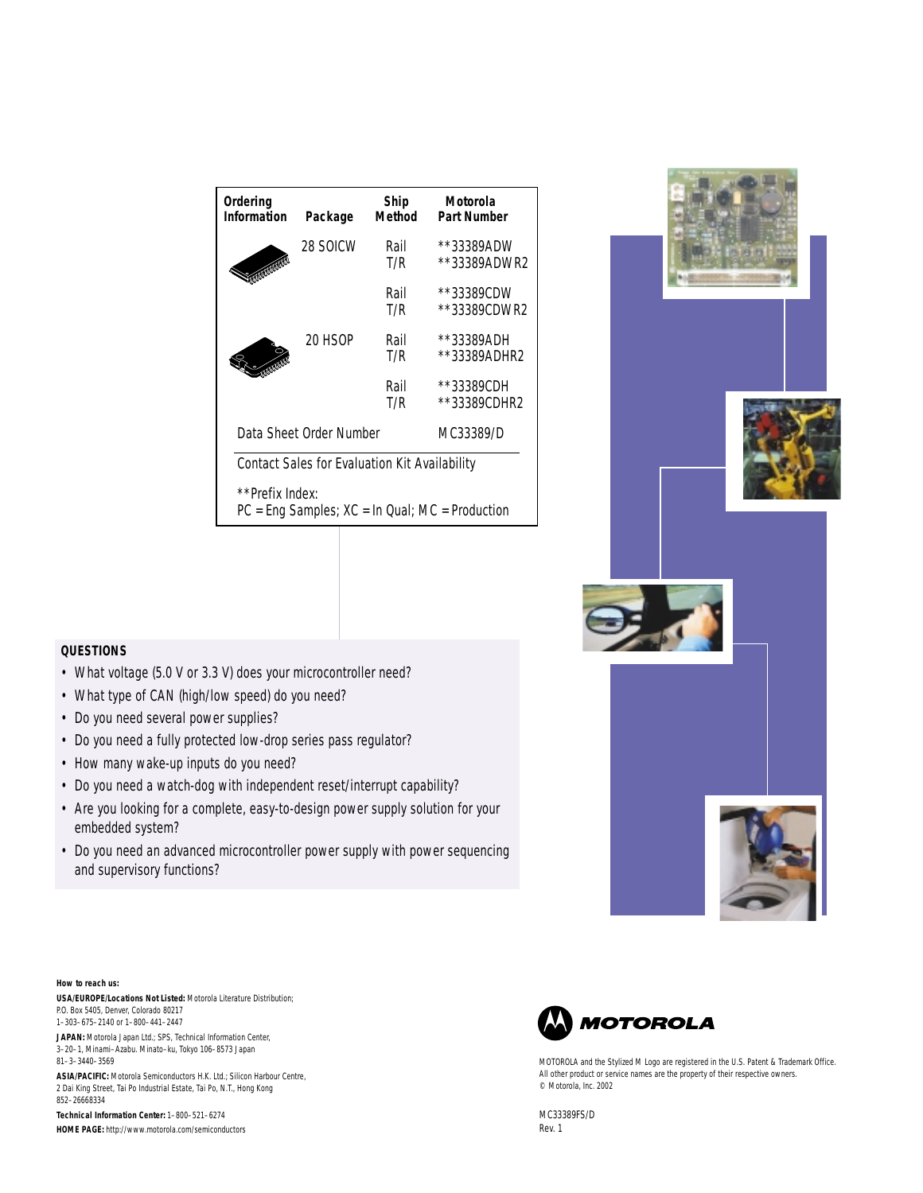| Ordering Information | Package | Ship Method | Motorola Part Number |
|---|---|---|---|
| | 28 SOICW | Rail | **33389ADW |
| | | T/R | **33389ADWR2 |
| | | Rail | **33389CDW |
| | | T/R | **33389CDWR2 |
| | 20 HSOP | Rail | **33389ADH |
| | | T/R | **33389ADHR2 |
| | | Rail | **33389CDH |
| | | T/R | **33389CDHR2 |
| Data Sheet Order Number | | | MC33389/D |

Contact Sales for Evaluation Kit Availability

**Prefix Index:
PC = Eng Samples; XC = In Qual; MC = Production

## QUESTIONS

- What voltage (5.0 V or 3.3 V) does your microcontroller need?
- What type of CAN (high/low speed) do you need?
- Do you need several power supplies?
- Do you need a fully protected low-drop series pass regulator?
- How many wake-up inputs do you need?
- Do you need a watch-dog with independent reset/interrupt capability?
- Are you looking for a complete, easy-to-design power supply solution for your embedded system?
- Do you need an advanced microcontroller power supply with power sequencing and supervisory functions?

**How to reach us:**

**USA/EUROPE/Locations Not Listed:** Motorola Literature Distribution;
P.O. Box 5405, Denver, Colorado 80217
1–303–675–2140 or 1–800–441–2447

**JAPAN:** Motorola Japan Ltd.; SPS, Technical Information Center,
3–20–1, Minami–Azabu. Minato–ku, Tokyo 106–8573 Japan
81–3–3440–3569

**ASIA/PACIFIC:** Motorola Semiconductors H.K. Ltd.; Silicon Harbour Centre,
2 Dai King Street, Tai Po Industrial Estate, Tai Po, N.T., Hong Kong
852–26668334

**Technical Information Center:** 1–800–521–6274

**HOME PAGE:** http://www.motorola.com/semiconductors

MOTOROLA

MOTOROLA and the Stylized M Logo are registered in the U.S. Patent & Trademark Office.
All other product or service names are the property of their respective owners.
© Motorola, Inc. 2002

MC33389FS/D
Rev. 1